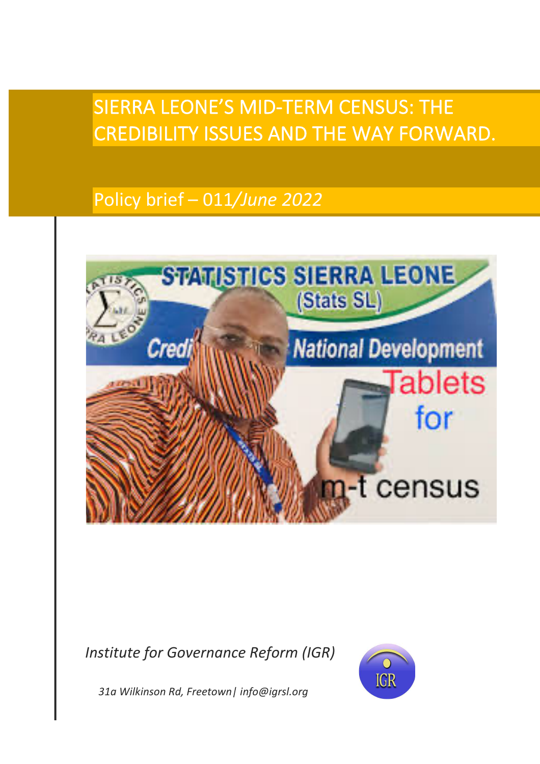# SIERRA LEONE'S MID-TERM CENSUS: THE CREDIBILITY ISSUES AND THE WAY FORWARD.

Policy brief – 011/*June 2022*

*Institute for Governance Reform (IGR)*

*31a Wilkinson Rd, Freetown| info@igrsl.org*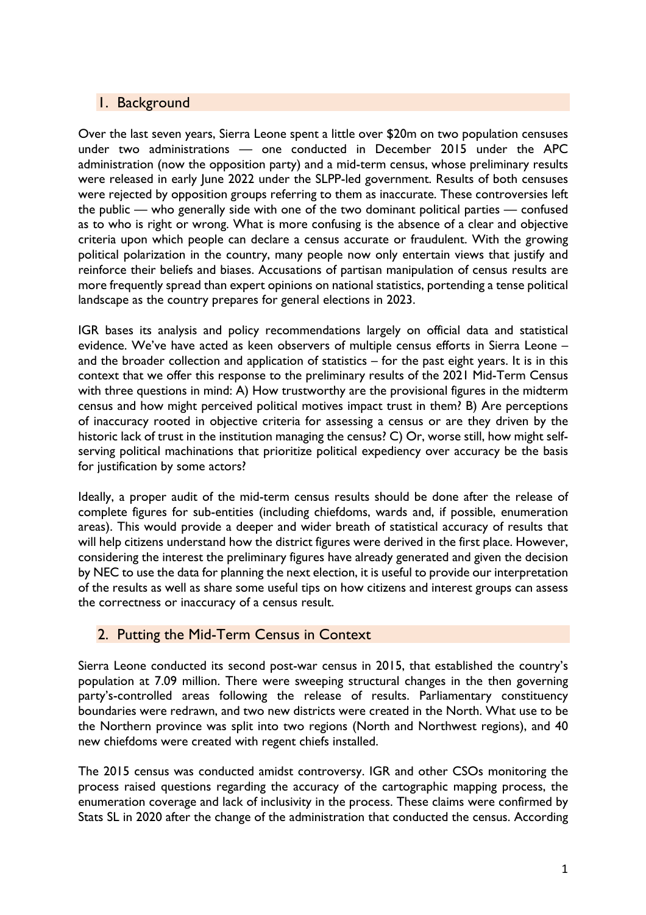## 1. Background

Over the last seven years, Sierra Leone spent a little over $20m on two population censuses under two administrations — one conducted in December 2015 under the APC administration (now the opposition party) and a mid-term census, whose preliminary results were released in early June 2022 under the SLPP-led government. Results of both censuses were rejected by opposition groups referring to them as inaccurate. These controversies left the public — who generally side with one of the two dominant political parties — confused as to who is right or wrong. What is more confusing is the absence of a clear and objective criteria upon which people can declare a census accurate or fraudulent. With the growing political polarization in the country, many people now only entertain views that justify and reinforce their beliefs and biases. Accusations of partisan manipulation of census results are more frequently spread than expert opinions on national statistics, portending a tense political landscape as the country prepares for general elections in 2023.

IGR bases its analysis and policy recommendations largely on official data and statistical evidence. We've have acted as keen observers of multiple census efforts in Sierra Leone – and the broader collection and application of statistics – for the past eight years. It is in this context that we offer this response to the preliminary results of the 2021 Mid-Term Census with three questions in mind: A) How trustworthy are the provisional figures in the midterm census and how might perceived political motives impact trust in them? B) Are perceptions of inaccuracy rooted in objective criteria for assessing a census or are they driven by the historic lack of trust in the institution managing the census? C) Or, worse still, how might self-serving political machinations that prioritize political expediency over accuracy be the basis for justification by some actors?

Ideally, a proper audit of the mid-term census results should be done after the release of complete figures for sub-entities (including chiefdoms, wards and, if possible, enumeration areas). This would provide a deeper and wider breath of statistical accuracy of results that will help citizens understand how the district figures were derived in the first place. However, considering the interest the preliminary figures have already generated and given the decision by NEC to use the data for planning the next election, it is useful to provide our interpretation of the results as well as share some useful tips on how citizens and interest groups can assess the correctness or inaccuracy of a census result.

## 2. Putting the Mid-Term Census in Context

Sierra Leone conducted its second post-war census in 2015, that established the country's population at 7.09 million. There were sweeping structural changes in the then governing party's-controlled areas following the release of results. Parliamentary constituency boundaries were redrawn, and two new districts were created in the North. What use to be the Northern province was split into two regions (North and Northwest regions), and 40 new chiefdoms were created with regent chiefs installed.

The 2015 census was conducted amidst controversy. IGR and other CSOs monitoring the process raised questions regarding the accuracy of the cartographic mapping process, the enumeration coverage and lack of inclusivity in the process. These claims were confirmed by Stats SL in 2020 after the change of the administration that conducted the census. According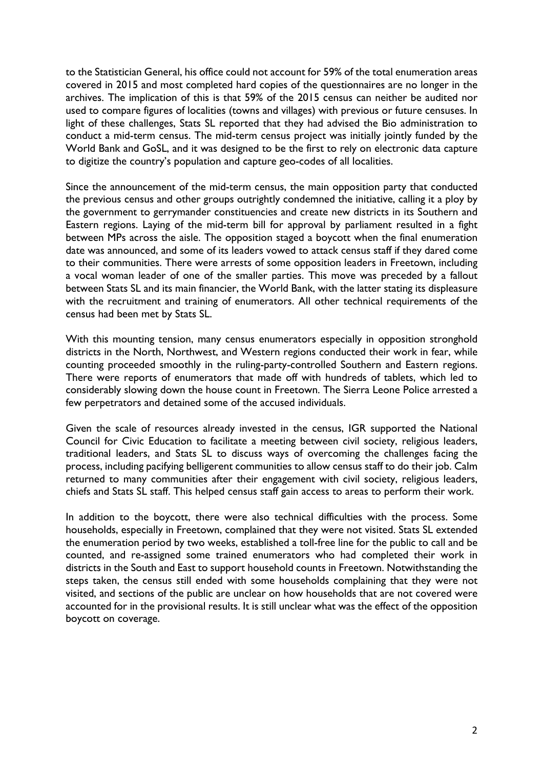to the Statistician General, his office could not account for 59% of the total enumeration areas covered in 2015 and most completed hard copies of the questionnaires are no longer in the archives. The implication of this is that 59% of the 2015 census can neither be audited nor used to compare figures of localities (towns and villages) with previous or future censuses. In light of these challenges, Stats SL reported that they had advised the Bio administration to conduct a mid-term census. The mid-term census project was initially jointly funded by the World Bank and GoSL, and it was designed to be the first to rely on electronic data capture to digitize the country's population and capture geo-codes of all localities.

Since the announcement of the mid-term census, the main opposition party that conducted the previous census and other groups outrightly condemned the initiative, calling it a ploy by the government to gerrymander constituencies and create new districts in its Southern and Eastern regions. Laying of the mid-term bill for approval by parliament resulted in a fight between MPs across the aisle. The opposition staged a boycott when the final enumeration date was announced, and some of its leaders vowed to attack census staff if they dared come to their communities. There were arrests of some opposition leaders in Freetown, including a vocal woman leader of one of the smaller parties. This move was preceded by a fallout between Stats SL and its main financier, the World Bank, with the latter stating its displeasure with the recruitment and training of enumerators. All other technical requirements of the census had been met by Stats SL.

With this mounting tension, many census enumerators especially in opposition stronghold districts in the North, Northwest, and Western regions conducted their work in fear, while counting proceeded smoothly in the ruling-party-controlled Southern and Eastern regions. There were reports of enumerators that made off with hundreds of tablets, which led to considerably slowing down the house count in Freetown. The Sierra Leone Police arrested a few perpetrators and detained some of the accused individuals.

Given the scale of resources already invested in the census, IGR supported the National Council for Civic Education to facilitate a meeting between civil society, religious leaders, traditional leaders, and Stats SL to discuss ways of overcoming the challenges facing the process, including pacifying belligerent communities to allow census staff to do their job. Calm returned to many communities after their engagement with civil society, religious leaders, chiefs and Stats SL staff. This helped census staff gain access to areas to perform their work.

In addition to the boycott, there were also technical difficulties with the process. Some households, especially in Freetown, complained that they were not visited. Stats SL extended the enumeration period by two weeks, established a toll-free line for the public to call and be counted, and re-assigned some trained enumerators who had completed their work in districts in the South and East to support household counts in Freetown. Notwithstanding the steps taken, the census still ended with some households complaining that they were not visited, and sections of the public are unclear on how households that are not covered were accounted for in the provisional results. It is still unclear what was the effect of the opposition boycott on coverage.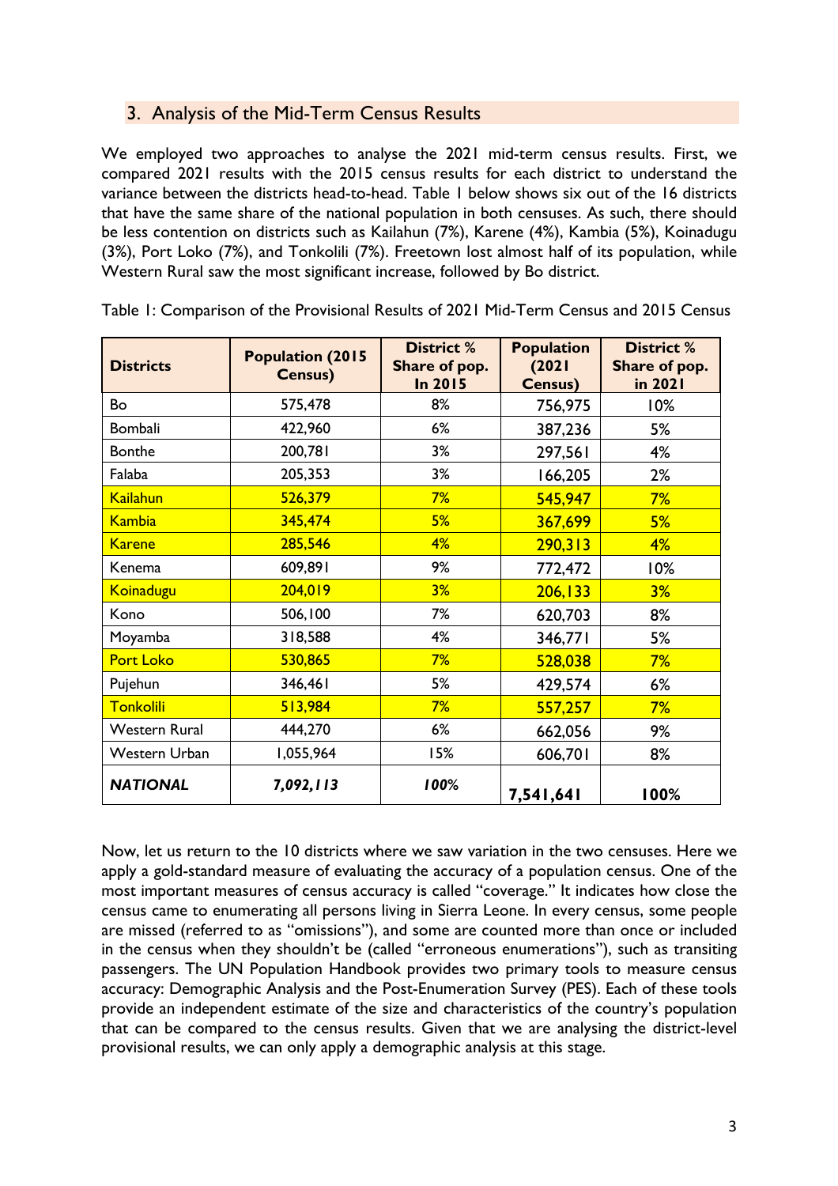## 3. Analysis of the Mid-Term Census Results

We employed two approaches to analyse the 2021 mid-term census results. First, we compared 2021 results with the 2015 census results for each district to understand the variance between the districts head-to-head. Table 1 below shows six out of the 16 districts that have the same share of the national population in both censuses. As such, there should be less contention on districts such as Kailahun (7%), Karene (4%), Kambia (5%), Koinadugu (3%), Port Loko (7%), and Tonkolili (7%). Freetown lost almost half of its population, while Western Rural saw the most significant increase, followed by Bo district.

Table 1: Comparison of the Provisional Results of 2021 Mid-Term Census and 2015 Census

| Districts | Population (2015 Census) | District % Share of pop. In 2015 | Population (2021 Census) | District % Share of pop. in 2021 |
|---|---|---|---|---|
| Bo | 575,478 | 8% | 756,975 | 10% |
| Bombali | 422,960 | 6% | 387,236 | 5% |
| Bonthe | 200,781 | 3% | 297,561 | 4% |
| Falaba | 205,353 | 3% | 166,205 | 2% |
| Kailahun | 526,379 | 7% | 545,947 | 7% |
| Kambia | 345,474 | 5% | 367,699 | 5% |
| Karene | 285,546 | 4% | 290,313 | 4% |
| Kenema | 609,891 | 9% | 772,472 | 10% |
| Koinadugu | 204,019 | 3% | 206,133 | 3% |
| Kono | 506,100 | 7% | 620,703 | 8% |
| Moyamba | 318,588 | 4% | 346,771 | 5% |
| Port Loko | 530,865 | 7% | 528,038 | 7% |
| Pujehun | 346,461 | 5% | 429,574 | 6% |
| Tonkolili | 513,984 | 7% | 557,257 | 7% |
| Western Rural | 444,270 | 6% | 662,056 | 9% |
| Western Urban | 1,055,964 | 15% | 606,701 | 8% |
| ***NATIONAL*** | ***7,092,113*** | ***100%*** | **7,541,641** | **100%** |

Now, let us return to the 10 districts where we saw variation in the two censuses. Here we apply a gold-standard measure of evaluating the accuracy of a population census. One of the most important measures of census accuracy is called "coverage." It indicates how close the census came to enumerating all persons living in Sierra Leone. In every census, some people are missed (referred to as "omissions"), and some are counted more than once or included in the census when they shouldn't be (called "erroneous enumerations"), such as transiting passengers. The UN Population Handbook provides two primary tools to measure census accuracy: Demographic Analysis and the Post-Enumeration Survey (PES). Each of these tools provide an independent estimate of the size and characteristics of the country's population that can be compared to the census results. Given that we are analysing the district-level provisional results, we can only apply a demographic analysis at this stage.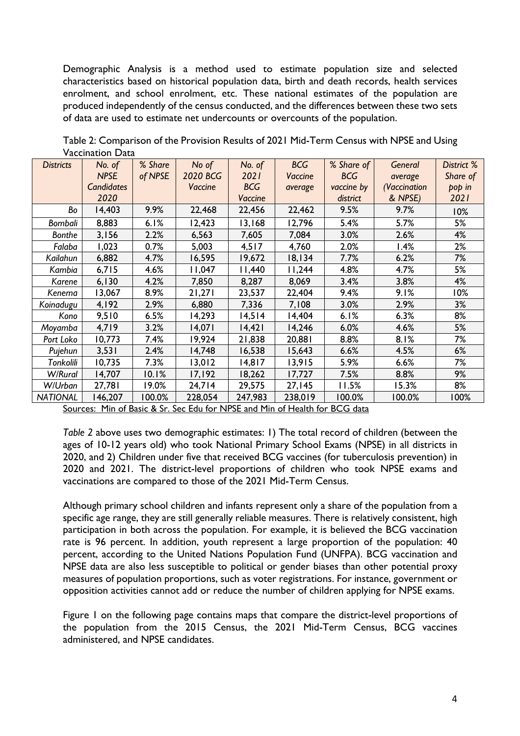Demographic Analysis is a method used to estimate population size and selected characteristics based on historical population data, birth and death records, health services enrolment, and school enrolment, etc. These national estimates of the population are produced independently of the census conducted, and the differences between these two sets of data are used to estimate net undercounts or overcounts of the population.

Table 2: Comparison of the Provision Results of 2021 Mid-Term Census with NPSE and Using Vaccination Data

| *Districts* | *No. of NPSE Candidates 2020* | *% Share of NPSE* | *No of 2020 BCG Vaccine* | *No. of 2021 BCG Vaccine* | *BCG Vaccine average* | *% Share of BCG vaccine by district* | *General average (Vaccination & NPSE)* | *District % Share of pop in 2021* |
|---|---|---|---|---|---|---|---|---|
| *Bo* | 14,403 | 9.9% | 22,468 | 22,456 | 22,462 | 9.5% | 9.7% | 10% |
| *Bombali* | 8,883 | 6.1% | 12,423 | 13,168 | 12,796 | 5.4% | 5.7% | 5% |
| *Bonthe* | 3,156 | 2.2% | 6,563 | 7,605 | 7,084 | 3.0% | 2.6% | 4% |
| *Falaba* | 1,023 | 0.7% | 5,003 | 4,517 | 4,760 | 2.0% | 1.4% | 2% |
| *Kailahun* | 6,882 | 4.7% | 16,595 | 19,672 | 18,134 | 7.7% | 6.2% | 7% |
| *Kambia* | 6,715 | 4.6% | 11,047 | 11,440 | 11,244 | 4.8% | 4.7% | 5% |
| *Karene* | 6,130 | 4.2% | 7,850 | 8,287 | 8,069 | 3.4% | 3.8% | 4% |
| *Kenema* | 13,067 | 8.9% | 21,271 | 23,537 | 22,404 | 9.4% | 9.1% | 10% |
| *Koinadugu* | 4,192 | 2.9% | 6,880 | 7,336 | 7,108 | 3.0% | 2.9% | 3% |
| *Kono* | 9,510 | 6.5% | 14,293 | 14,514 | 14,404 | 6.1% | 6.3% | 8% |
| *Moyamba* | 4,719 | 3.2% | 14,071 | 14,421 | 14,246 | 6.0% | 4.6% | 5% |
| *Port Loko* | 10,773 | 7.4% | 19,924 | 21,838 | 20,881 | 8.8% | 8.1% | 7% |
| *Pujehun* | 3,531 | 2.4% | 14,748 | 16,538 | 15,643 | 6.6% | 4.5% | 6% |
| *Tonkolili* | 10,735 | 7.3% | 13,012 | 14,817 | 13,915 | 5.9% | 6.6% | 7% |
| *W/Rural* | 14,707 | 10.1% | 17,192 | 18,262 | 17,727 | 7.5% | 8.8% | 9% |
| *W/Urban* | 27,781 | 19.0% | 24,714 | 29,575 | 27,145 | 11.5% | 15.3% | 8% |
| *NATIONAL* | 146,207 | 100.0% | 228,054 | 247,983 | 238,019 | 100.0% | 100.0% | 100% |

Sources: Min of Basic & Sr. Sec Edu for NPSE and Min of Health for BCG data

*Table 2* above uses two demographic estimates: 1) The total record of children (between the ages of 10-12 years old) who took National Primary School Exams (NPSE) in all districts in 2020, and 2) Children under five that received BCG vaccines (for tuberculosis prevention) in 2020 and 2021. The district-level proportions of children who took NPSE exams and vaccinations are compared to those of the 2021 Mid-Term Census.

Although primary school children and infants represent only a share of the population from a specific age range, they are still generally reliable measures. There is relatively consistent, high participation in both across the population. For example, it is believed the BCG vaccination rate is 96 percent. In addition, youth represent a large proportion of the population: 40 percent, according to the United Nations Population Fund (UNFPA). BCG vaccination and NPSE data are also less susceptible to political or gender biases than other potential proxy measures of population proportions, such as voter registrations. For instance, government or opposition activities cannot add or reduce the number of children applying for NPSE exams.

Figure 1 on the following page contains maps that compare the district-level proportions of the population from the 2015 Census, the 2021 Mid-Term Census, BCG vaccines administered, and NPSE candidates.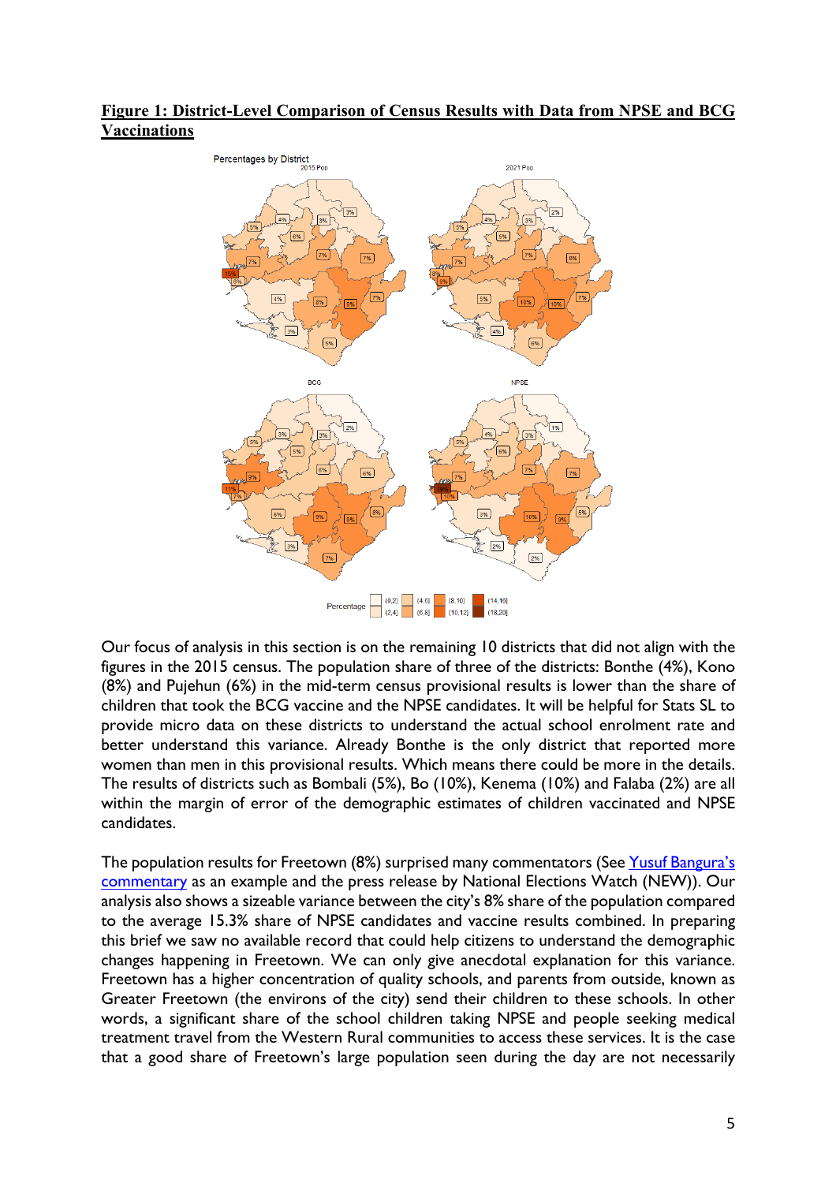**Figure 1: District-Level Comparison of Census Results with Data from NPSE and BCG Vaccinations**

Our focus of analysis in this section is on the remaining 10 districts that did not align with the figures in the 2015 census. The population share of three of the districts: Bonthe (4%), Kono (8%) and Pujehun (6%) in the mid-term census provisional results is lower than the share of children that took the BCG vaccine and the NPSE candidates. It will be helpful for Stats SL to provide micro data on these districts to understand the actual school enrolment rate and better understand this variance. Already Bonthe is the only district that reported more women than men in this provisional results. Which means there could be more in the details. The results of districts such as Bombali (5%), Bo (10%), Kenema (10%) and Falaba (2%) are all within the margin of error of the demographic estimates of children vaccinated and NPSE candidates.

The population results for Freetown (8%) surprised many commentators (See [Yusuf Bangura's commentary] as an example and the press release by National Elections Watch (NEW)). Our analysis also shows a sizeable variance between the city's 8% share of the population compared to the average 15.3% share of NPSE candidates and vaccine results combined. In preparing this brief we saw no available record that could help citizens to understand the demographic changes happening in Freetown. We can only give anecdotal explanation for this variance. Freetown has a higher concentration of quality schools, and parents from outside, known as Greater Freetown (the environs of the city) send their children to these schools. In other words, a significant share of the school children taking NPSE and people seeking medical treatment travel from the Western Rural communities to access these services. It is the case that a good share of Freetown's large population seen during the day are not necessarily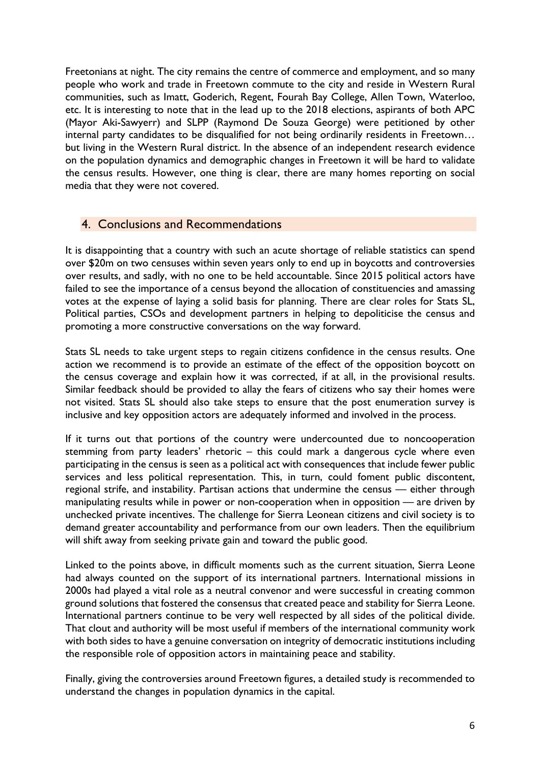Freetonians at night. The city remains the centre of commerce and employment, and so many people who work and trade in Freetown commute to the city and reside in Western Rural communities, such as Imatt, Goderich, Regent, Fourah Bay College, Allen Town, Waterloo, etc. It is interesting to note that in the lead up to the 2018 elections, aspirants of both APC (Mayor Aki-Sawyerr) and SLPP (Raymond De Souza George) were petitioned by other internal party candidates to be disqualified for not being ordinarily residents in Freetown… but living in the Western Rural district. In the absence of an independent research evidence on the population dynamics and demographic changes in Freetown it will be hard to validate the census results. However, one thing is clear, there are many homes reporting on social media that they were not covered.

## 4. Conclusions and Recommendations

It is disappointing that a country with such an acute shortage of reliable statistics can spend over $20m on two censuses within seven years only to end up in boycotts and controversies over results, and sadly, with no one to be held accountable. Since 2015 political actors have failed to see the importance of a census beyond the allocation of constituencies and amassing votes at the expense of laying a solid basis for planning. There are clear roles for Stats SL, Political parties, CSOs and development partners in helping to depoliticise the census and promoting a more constructive conversations on the way forward.

Stats SL needs to take urgent steps to regain citizens confidence in the census results. One action we recommend is to provide an estimate of the effect of the opposition boycott on the census coverage and explain how it was corrected, if at all, in the provisional results. Similar feedback should be provided to allay the fears of citizens who say their homes were not visited. Stats SL should also take steps to ensure that the post enumeration survey is inclusive and key opposition actors are adequately informed and involved in the process.

If it turns out that portions of the country were undercounted due to noncooperation stemming from party leaders' rhetoric – this could mark a dangerous cycle where even participating in the census is seen as a political act with consequences that include fewer public services and less political representation. This, in turn, could foment public discontent, regional strife, and instability. Partisan actions that undermine the census — either through manipulating results while in power or non-cooperation when in opposition — are driven by unchecked private incentives. The challenge for Sierra Leonean citizens and civil society is to demand greater accountability and performance from our own leaders. Then the equilibrium will shift away from seeking private gain and toward the public good.

Linked to the points above, in difficult moments such as the current situation, Sierra Leone had always counted on the support of its international partners. International missions in 2000s had played a vital role as a neutral convenor and were successful in creating common ground solutions that fostered the consensus that created peace and stability for Sierra Leone. International partners continue to be very well respected by all sides of the political divide. That clout and authority will be most useful if members of the international community work with both sides to have a genuine conversation on integrity of democratic institutions including the responsible role of opposition actors in maintaining peace and stability.

Finally, giving the controversies around Freetown figures, a detailed study is recommended to understand the changes in population dynamics in the capital.